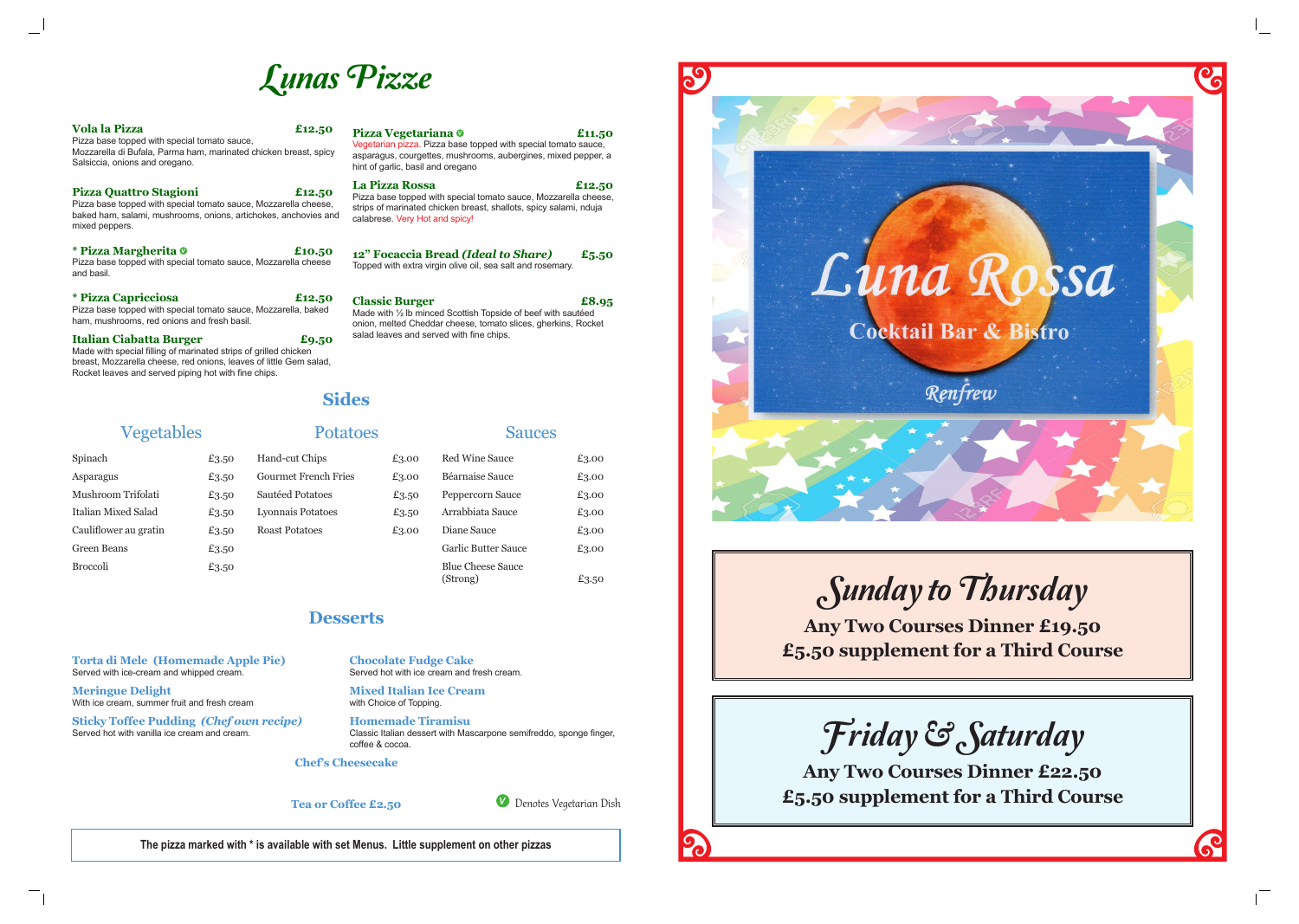# Lunas Pizze

**Vola la Pizza** **£12.50**
Pizza base topped with special tomato sauce, Mozzarella di Bufala, Parma ham, marinated chicken breast, spicy Salsiccia, onions and oregano.

**Pizza Quattro Stagioni** **£12.50**
Pizza base topped with special tomato sauce, Mozzarella cheese, baked ham, salami, mushrooms, onions, artichokes, anchovies and mixed peppers.

**\* Pizza Margherita** (V) **£10.50**
Pizza base topped with special tomato sauce, Mozzarella cheese and basil.

**\* Pizza Capricciosa** **£12.50**
Pizza base topped with special tomato sauce, Mozzarella, baked ham, mushrooms, red onions and fresh basil.

**Italian Ciabatta Burger** **£9.50**
Made with special filling of marinated strips of grilled chicken breast, Mozzarella cheese, red onions, leaves of little Gem salad, Rocket leaves and served piping hot with fine chips.

**Pizza Vegetariana** (V) **£11.50**
Vegetarian pizza. Pizza base topped with special tomato sauce, asparagus, courgettes, mushrooms, aubergines, mixed pepper, a hint of garlic, basil and oregano

**La Pizza Rossa** **£12.50**
Pizza base topped with special tomato sauce, Mozzarella cheese, strips of marinated chicken breast, shallots, spicy salami, nduja calabrese. Very Hot and spicy!

**12" Focaccia Bread *(Ideal to Share)*** **£5.50**
Topped with extra virgin olive oil, sea salt and rosemary.

**Classic Burger** **£8.95**
Made with ½ lb minced Scottish Topside of beef with sautéed onion, melted Cheddar cheese, tomato slices, gherkins, Rocket salad leaves and served with fine chips.

## Sides

### Vegetables

| Item | Price |
|---|---|
| Spinach | £3.50 |
| Asparagus | £3.50 |
| Mushroom Trifolati | £3.50 |
| Italian Mixed Salad | £3.50 |
| Cauliflower au gratin | £3.50 |
| Green Beans | £3.50 |
| Broccoli | £3.50 |

### Potatoes

| Item | Price |
|---|---|
| Hand-cut Chips | £3.00 |
| Gourmet French Fries | £3.00 |
| Sautéed Potatoes | £3.50 |
| Lyonnais Potatoes | £3.50 |
| Roast Potatoes | £3.00 |

### Sauces

| Item | Price |
|---|---|
| Red Wine Sauce | £3.00 |
| Béarnaise Sauce | £3.00 |
| Peppercorn Sauce | £3.00 |
| Arrabbiata Sauce | £3.00 |
| Diane Sauce | £3.00 |
| Garlic Butter Sauce | £3.00 |
| Blue Cheese Sauce (Strong) | £3.50 |

## Desserts

**Torta di Mele (Homemade Apple Pie)**
Served with ice-cream and whipped cream.

**Meringue Delight**
With ice cream, summer fruit and fresh cream

**Sticky Toffee Pudding *(Chef own recipe)***
Served hot with vanilla ice cream and cream.

**Chocolate Fudge Cake**
Served hot with ice cream and fresh cream.

**Mixed Italian Ice Cream**
with Choice of Topping.

**Homemade Tiramisu**
Classic Italian dessert with Mascarpone semifreddo, sponge finger, coffee & cocoa.

**Chef's Cheesecake**

**Tea or Coffee £2.50**

(V) Denotes Vegetarian Dish

**The pizza marked with * is available with set Menus. Little supplement on other pizzas**

# Luna Rossa

## Cocktail Bar & Bistro

Renfrew

## Sunday to Thursday

**Any Two Courses Dinner £19.50**
**£5.50 supplement for a Third Course**

## Friday & Saturday

**Any Two Courses Dinner £22.50**
**£5.50 supplement for a Third Course**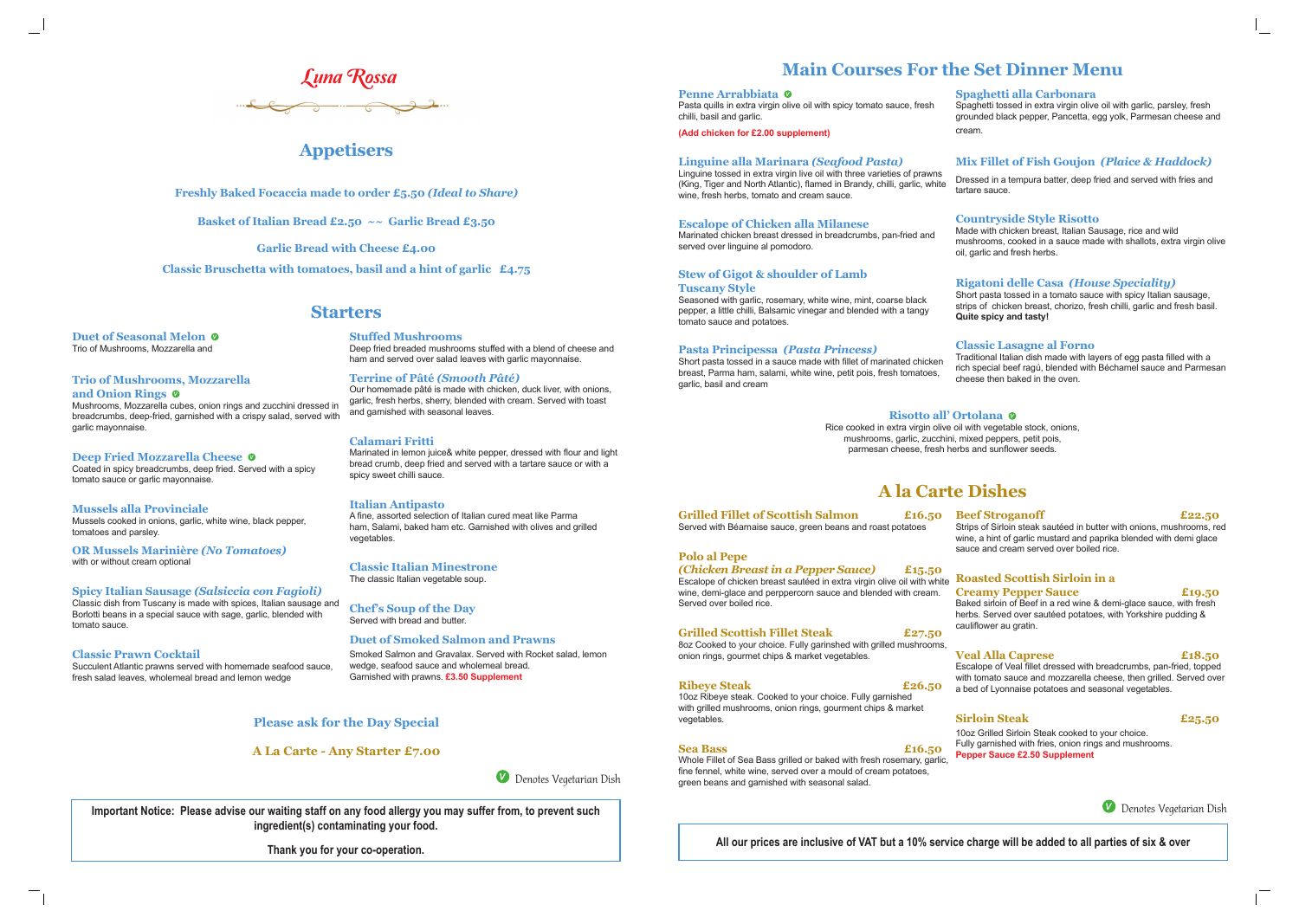# Luna Rossa

## Appetisers

**Freshly Baked Focaccia made to order £5.50 *(Ideal to Share)***

**Basket of Italian Bread £2.50 ~~ Garlic Bread £3.50**

**Garlic Bread with Cheese £4.00**

**Classic Bruschetta with tomatoes, basil and a hint of garlic £4.75**

## Starters

### Duet of Seasonal Melon (V)
Trio of Mushrooms, Mozzarella and

### Trio of Mushrooms, Mozzarella and Onion Rings (V)
Mushrooms, Mozzarella cubes, onion rings and zucchini dressed in breadcrumbs, deep-fried, garnished with a crispy salad, served with garlic mayonnaise.

### Deep Fried Mozzarella Cheese (V)
Coated in spicy breadcrumbs, deep fried. Served with a spicy tomato sauce or garlic mayonnaise.

### Mussels alla Provinciale
Mussels cooked in onions, garlic, white wine, black pepper, tomatoes and parsley.

### OR Mussels Marinière *(No Tomatoes)*
with or without cream optional

### Spicy Italian Sausage *(Salsiccia con Fagioli)*
Classic dish from Tuscany is made with spices, Italian sausage and Borlotti beans in a special sauce with sage, garlic, blended with tomato sauce.

### Classic Prawn Cocktail
Succulent Atlantic prawns served with homemade seafood sauce, fresh salad leaves, wholemeal bread and lemon wedge

### Stuffed Mushrooms
Deep fried breaded mushrooms stuffed with a blend of cheese and ham and served over salad leaves with garlic mayonnaise.

### Terrine of Pâté *(Smooth Pâté)*
Our homemade pâté is made with chicken, duck liver, with onions, garlic, fresh herbs, sherry, blended with cream. Served with toast and garnished with seasonal leaves.

### Calamari Fritti
Marinated in lemon juice& white pepper, dressed with flour and light bread crumb, deep fried and served with a tartare sauce or with a spicy sweet chilli sauce.

### Italian Antipasto
A fine, assorted selection of Italian cured meat like Parma ham, Salami, baked ham etc. Garnished with olives and grilled vegetables.

### Classic Italian Minestrone
The classic Italian vegetable soup.

### Chef's Soup of the Day
Served with bread and butter.

### Duet of Smoked Salmon and Prawns
Smoked Salmon and Gravalax. Served with Rocket salad, lemon wedge, seafood sauce and wholemeal bread.
Garnished with prawns. **£3.50 Supplement**

**Please ask for the Day Special**

**A La Carte - Any Starter £7.00**

(V) Denotes Vegetarian Dish

**Important Notice: Please advise our waiting staff on any food allergy you may suffer from, to prevent such ingredient(s) contaminating your food.**

**Thank you for your co-operation.**

## Main Courses For the Set Dinner Menu

### Penne Arrabbiata (V)
Pasta quills in extra virgin olive oil with spicy tomato sauce, fresh chilli, basil and garlic.

**(Add chicken for £2.00 supplement)**

### Linguine alla Marinara *(Seafood Pasta)*
Linguine tossed in extra virgin live oil with three varieties of prawns (King, Tiger and North Atlantic), flamed in Brandy, chilli, garlic, white wine, fresh herbs, tomato and cream sauce.

### Escalope of Chicken alla Milanese
Marinated chicken breast dressed in breadcrumbs, pan-fried and served over linguine al pomodoro.

### Stew of Gigot & shoulder of Lamb Tuscany Style
Seasoned with garlic, rosemary, white wine, mint, coarse black pepper, a little chilli, Balsamic vinegar and blended with a tangy tomato sauce and potatoes.

### Pasta Principessa *(Pasta Princess)*
Short pasta tossed in a sauce made with fillet of marinated chicken breast, Parma ham, salami, white wine, petit pois, fresh tomatoes, garlic, basil and cream

### Spaghetti alla Carbonara
Spaghetti tossed in extra virgin olive oil with garlic, parsley, fresh grounded black pepper, Pancetta, egg yolk, Parmesan cheese and cream.

### Mix Fillet of Fish Goujon *(Plaice & Haddock)*
Dressed in a tempura batter, deep fried and served with fries and tartare sauce.

### Countryside Style Risotto
Made with chicken breast, Italian Sausage, rice and wild mushrooms, cooked in a sauce made with shallots, extra virgin olive oil, garlic and fresh herbs.

### Rigatoni delle Casa *(House Speciality)*
Short pasta tossed in a tomato sauce with spicy Italian sausage, strips of chicken breast, chorizo, fresh chilli, garlic and fresh basil. **Quite spicy and tasty!**

### Classic Lasagne al Forno
Traditional Italian dish made with layers of egg pasta filled with a rich special beef ragù, blended with Béchamel sauce and Parmesan cheese then baked in the oven.

### Risotto all' Ortolana (V)
Rice cooked in extra virgin olive oil with vegetable stock, onions, mushrooms, garlic, zucchini, mixed peppers, petit pois, parmesan cheese, fresh herbs and sunflower seeds.

## A la Carte Dishes

### Grilled Fillet of Scottish Salmon £16.50
Served with Béarnaise sauce, green beans and roast potatoes

### Polo al Pepe *(Chicken Breast in a Pepper Sauce)* £15.50
Escalope of chicken breast sautéed in extra virgin olive oil with white wine, demi-glace and perppercorn sauce and blended with cream. Served over boiled rice.

### Grilled Scottish Fillet Steak £27.50
8oz Cooked to your choice. Fully garinshed with grilled mushrooms, onion rings, gourmet chips & market vegetables.

### Ribeye Steak £26.50
10oz Ribeye steak. Cooked to your choice. Fully garnished with grilled mushrooms, onion rings, gourment chips & market vegetables.

### Sea Bass £16.50
Whole Fillet of Sea Bass grilled or baked with fresh rosemary, garlic, fine fennel, white wine, served over a mould of cream potatoes, green beans and garnished with seasonal salad.

### Beef Stroganoff £22.50
Strips of Sirloin steak sautéed in butter with onions, mushrooms, red wine, a hint of garlic mustard and paprika blended with demi glace sauce and cream served over boiled rice.

### Roasted Scottish Sirloin in a Creamy Pepper Sauce £19.50
Baked sirloin of Beef in a red wine & demi-glace sauce, with fresh herbs. Served over sautéed potatoes, with Yorkshire pudding & cauliflower au gratin.

### Veal Alla Caprese £18.50
Escalope of Veal fillet dressed with breadcrumbs, pan-fried, topped with tomato sauce and mozzarella cheese, then grilled. Served over a bed of Lyonnaise potatoes and seasonal vegetables.

### Sirloin Steak £25.50
10oz Grilled Sirloin Steak cooked to your choice.
Fully garnished with fries, onion rings and mushrooms.
**Pepper Sauce £2.50 Supplement**

(V) Denotes Vegetarian Dish

**All our prices are inclusive of VAT but a 10% service charge will be added to all parties of six & over**